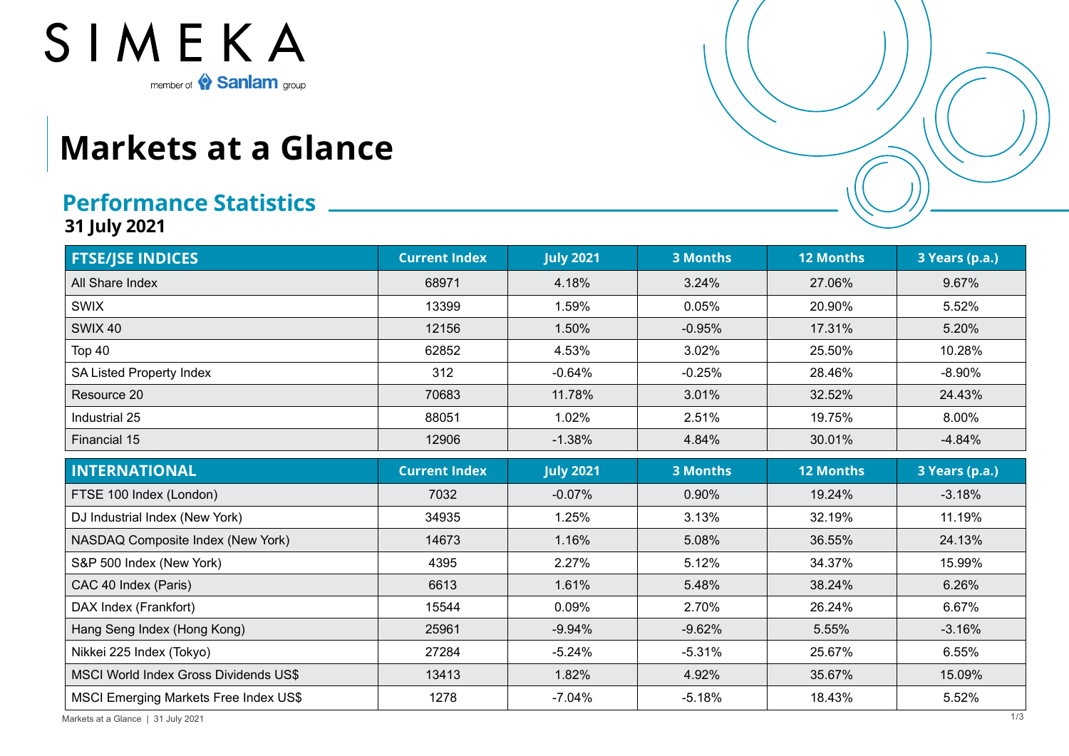SIMEKA

member of Sanlam group

# Markets at a Glance

## Performance Statistics

**31 July 2021**

| FTSE/JSE INDICES | Current Index | July 2021 | 3 Months | 12 Months | 3 Years (p.a.) |
|---|---|---|---|---|---|
| All Share Index | 68971 | 4.18% | 3.24% | 27.06% | 9.67% |
| SWIX | 13399 | 1.59% | 0.05% | 20.90% | 5.52% |
| SWIX 40 | 12156 | 1.50% | -0.95% | 17.31% | 5.20% |
| Top 40 | 62852 | 4.53% | 3.02% | 25.50% | 10.28% |
| SA Listed Property Index | 312 | -0.64% | -0.25% | 28.46% | -8.90% |
| Resource 20 | 70683 | 11.78% | 3.01% | 32.52% | 24.43% |
| Industrial 25 | 88051 | 1.02% | 2.51% | 19.75% | 8.00% |
| Financial 15 | 12906 | -1.38% | 4.84% | 30.01% | -4.84% |

| INTERNATIONAL | Current Index | July 2021 | 3 Months | 12 Months | 3 Years (p.a.) |
|---|---|---|---|---|---|
| FTSE 100 Index (London) | 7032 | -0.07% | 0.90% | 19.24% | -3.18% |
| DJ Industrial Index (New York) | 34935 | 1.25% | 3.13% | 32.19% | 11.19% |
| NASDAQ Composite Index (New York) | 14673 | 1.16% | 5.08% | 36.55% | 24.13% |
| S&P 500 Index (New York) | 4395 | 2.27% | 5.12% | 34.37% | 15.99% |
| CAC 40 Index (Paris) | 6613 | 1.61% | 5.48% | 38.24% | 6.26% |
| DAX Index (Frankfort) | 15544 | 0.09% | 2.70% | 26.24% | 6.67% |
| Hang Seng Index (Hong Kong) | 25961 | -9.94% | -9.62% | 5.55% | -3.16% |
| Nikkei 225 Index (Tokyo) | 27284 | -5.24% | -5.31% | 25.67% | 6.55% |
| MSCI World Index Gross Dividends US$ | 13413 | 1.82% | 4.92% | 35.67% | 15.09% |
| MSCI Emerging Markets Free Index US$ | 1278 | -7.04% | -5.18% | 18.43% | 5.52% |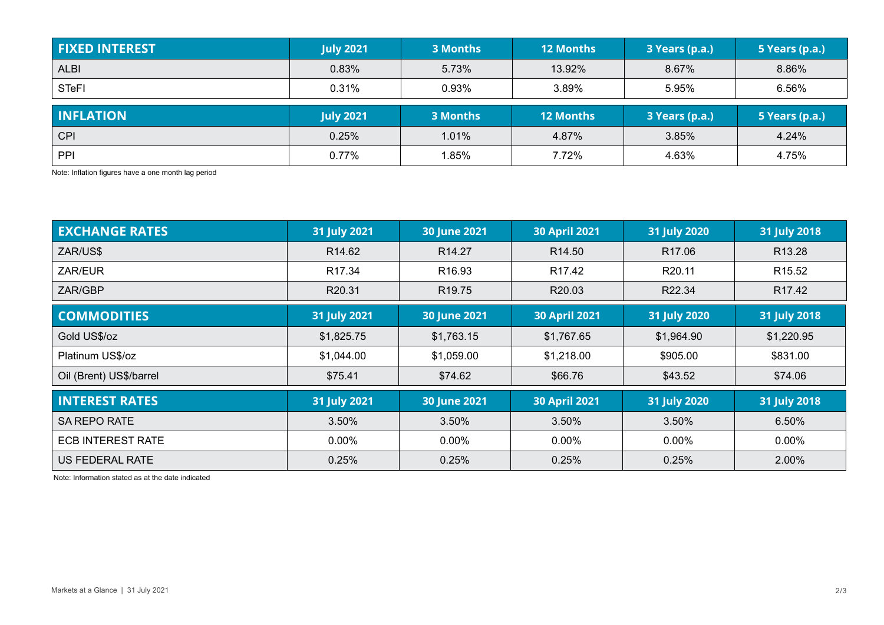| FIXED INTEREST | July 2021 | 3 Months | 12 Months | 3 Years (p.a.) | 5 Years (p.a.) |
|---|---|---|---|---|---|
| ALBI | 0.83% | 5.73% | 13.92% | 8.67% | 8.86% |
| STeFI | 0.31% | 0.93% | 3.89% | 5.95% | 6.56% |

| INFLATION | July 2021 | 3 Months | 12 Months | 3 Years (p.a.) | 5 Years (p.a.) |
|---|---|---|---|---|---|
| CPI | 0.25% | 1.01% | 4.87% | 3.85% | 4.24% |
| PPI | 0.77% | 1.85% | 7.72% | 4.63% | 4.75% |

Note: Inflation figures have a one month lag period

| EXCHANGE RATES | 31 July 2021 | 30 June 2021 | 30 April 2021 | 31 July 2020 | 31 July 2018 |
|---|---|---|---|---|---|
| ZAR/US$ | R14.62 | R14.27 | R14.50 | R17.06 | R13.28 |
| ZAR/EUR | R17.34 | R16.93 | R17.42 | R20.11 | R15.52 |
| ZAR/GBP | R20.31 | R19.75 | R20.03 | R22.34 | R17.42 |

| COMMODITIES | 31 July 2021 | 30 June 2021 | 30 April 2021 | 31 July 2020 | 31 July 2018 |
|---|---|---|---|---|---|
| Gold US$/oz | $1,825.75 | $1,763.15 | $1,767.65 | $1,964.90 | $1,220.95 |
| Platinum US$/oz | $1,044.00 | $1,059.00 | $1,218.00 | $905.00 | $831.00 |
| Oil (Brent) US$/barrel | $75.41 | $74.62 | $66.76 | $43.52 | $74.06 |

| INTEREST RATES | 31 July 2021 | 30 June 2021 | 30 April 2021 | 31 July 2020 | 31 July 2018 |
|---|---|---|---|---|---|
| SA REPO RATE | 3.50% | 3.50% | 3.50% | 3.50% | 6.50% |
| ECB INTEREST RATE | 0.00% | 0.00% | 0.00% | 0.00% | 0.00% |
| US FEDERAL RATE | 0.25% | 0.25% | 0.25% | 0.25% | 2.00% |

Note: Information stated as at the date indicated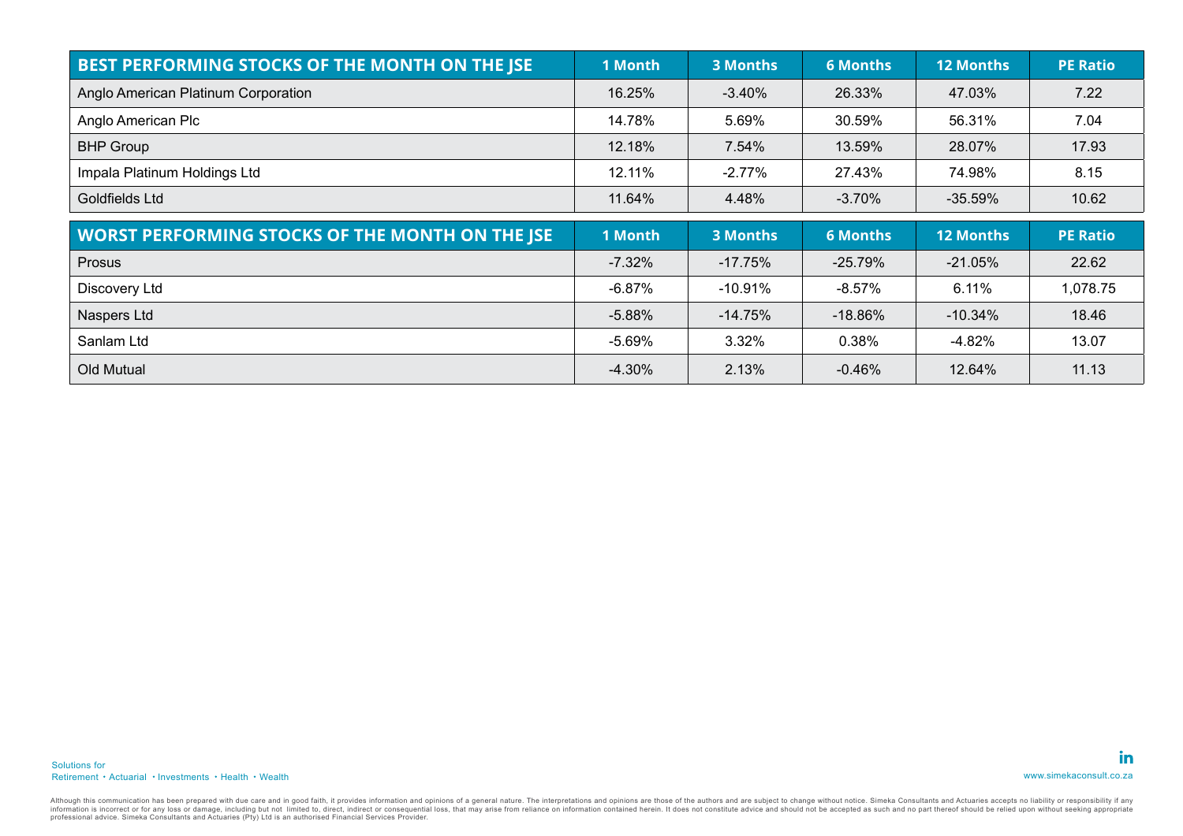| BEST PERFORMING STOCKS OF THE MONTH ON THE JSE | 1 Month | 3 Months | 6 Months | 12 Months | PE Ratio |
|---|---|---|---|---|---|
| Anglo American Platinum Corporation | 16.25% | -3.40% | 26.33% | 47.03% | 7.22 |
| Anglo American Plc | 14.78% | 5.69% | 30.59% | 56.31% | 7.04 |
| BHP Group | 12.18% | 7.54% | 13.59% | 28.07% | 17.93 |
| Impala Platinum Holdings Ltd | 12.11% | -2.77% | 27.43% | 74.98% | 8.15 |
| Goldfields Ltd | 11.64% | 4.48% | -3.70% | -35.59% | 10.62 |

| WORST PERFORMING STOCKS OF THE MONTH ON THE JSE | 1 Month | 3 Months | 6 Months | 12 Months | PE Ratio |
|---|---|---|---|---|---|
| Prosus | -7.32% | -17.75% | -25.79% | -21.05% | 22.62 |
| Discovery Ltd | -6.87% | -10.91% | -8.57% | 6.11% | 1,078.75 |
| Naspers Ltd | -5.88% | -14.75% | -18.86% | -10.34% | 18.46 |
| Sanlam Ltd | -5.69% | 3.32% | 0.38% | -4.82% | 13.07 |
| Old Mutual | -4.30% | 2.13% | -0.46% | 12.64% | 11.13 |

Solutions for
Retirement • Actuarial • Investments • Health • Wealth

www.simekaconsult.co.za

Although this communication has been prepared with due care and in good faith, it provides information and opinions of a general nature. The interpretations and opinions are those of the authors and are subject to change without notice. Simeka Consultants and Actuaries accepts no liability or responsibility if any information is incorrect or for any loss or damage, including but not limited to, direct, indirect or consequential loss, that may arise from reliance on information contained herein. It does not constitute advice and should not be accepted as such and no part thereof should be relied upon without seeking appropriate professional advice. Simeka Consultants and Actuaries (Pty) Ltd is an authorised Financial Services Provider.